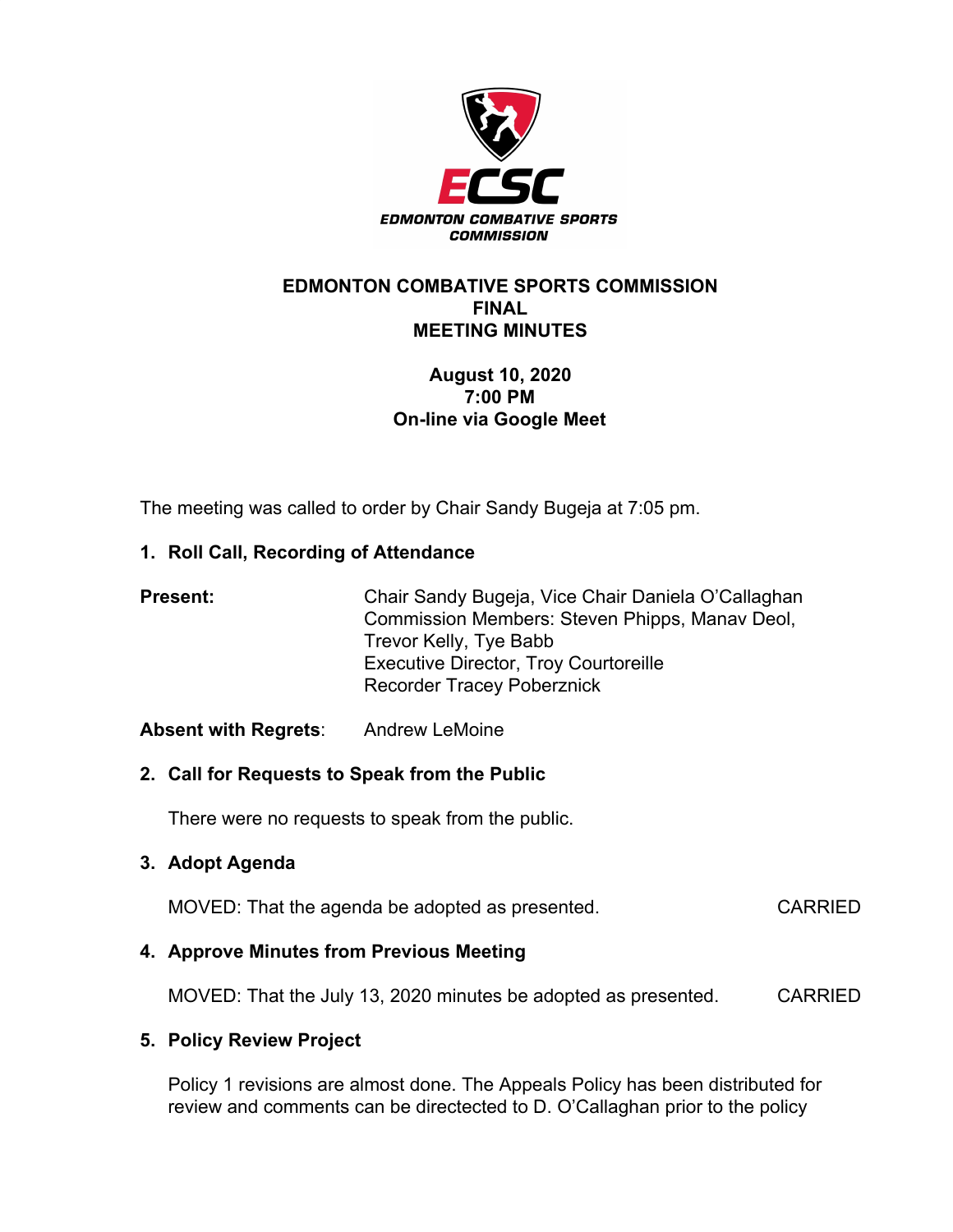# EDMONTON COMBATIVE SPORTS COMMISSION
## FINAL
## MEETING MINUTES

**August 10, 2020**
**7:00 PM**
**On-line via Google Meet**

The meeting was called to order by Chair Sandy Bugeja at 7:05 pm.

### 1. Roll Call, Recording of Attendance

**Present:** Chair Sandy Bugeja, Vice Chair Daniela O'Callaghan
Commission Members: Steven Phipps, Manav Deol, Trevor Kelly, Tye Babb
Executive Director, Troy Courtoreille
Recorder Tracey Poberznick

**Absent with Regrets**: Andrew LeMoine

### 2. Call for Requests to Speak from the Public

There were no requests to speak from the public.

### 3. Adopt Agenda

MOVED: That the agenda be adopted as presented. CARRIED

### 4. Approve Minutes from Previous Meeting

MOVED: That the July 13, 2020 minutes be adopted as presented. CARRIED

### 5. Policy Review Project

Policy 1 revisions are almost done. The Appeals Policy has been distributed for review and comments can be directected to D. O'Callaghan prior to the policy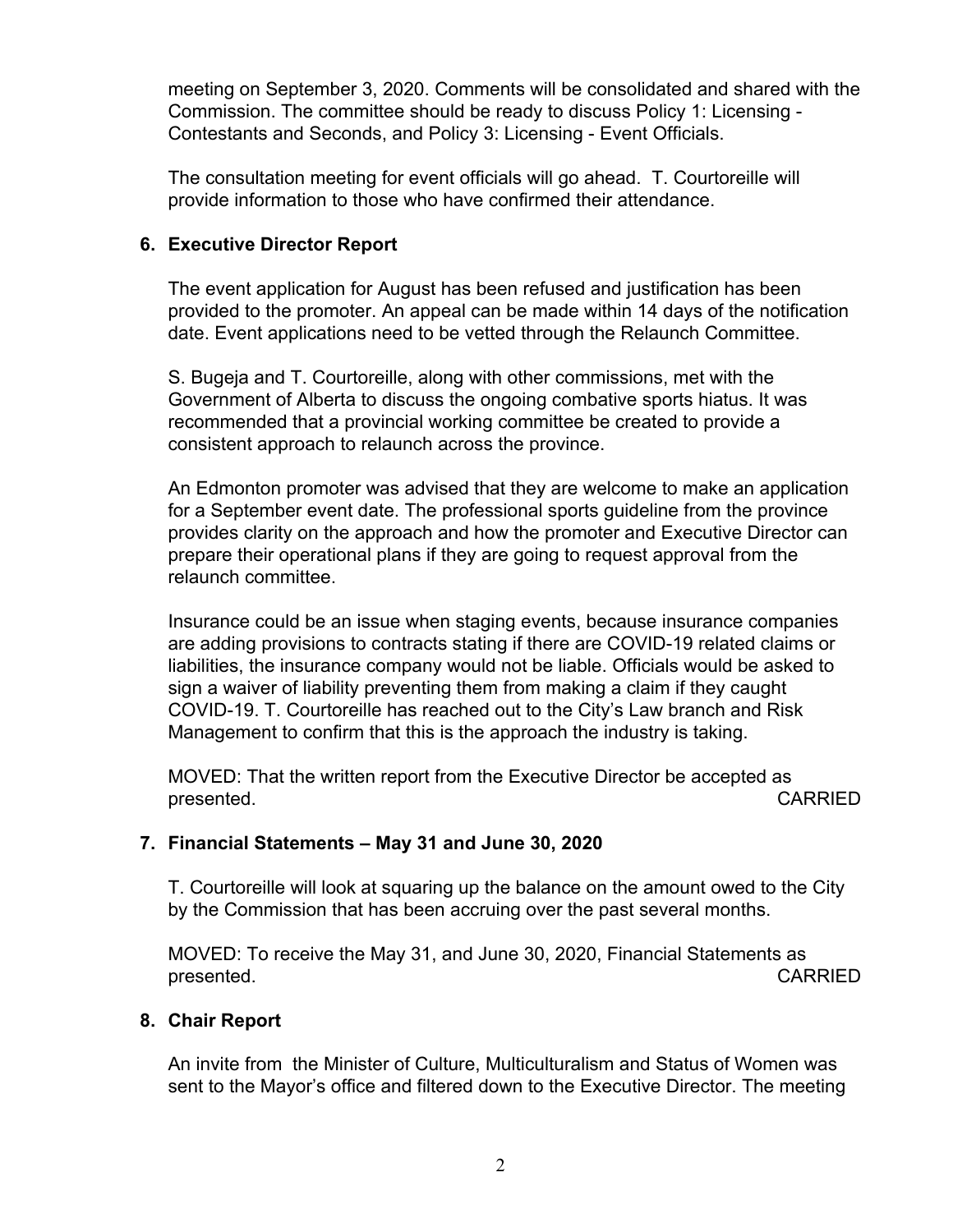meeting on September 3, 2020. Comments will be consolidated and shared with the Commission. The committee should be ready to discuss Policy 1: Licensing - Contestants and Seconds, and Policy 3: Licensing - Event Officials.

The consultation meeting for event officials will go ahead. T. Courtoreille will provide information to those who have confirmed their attendance.

## 6. Executive Director Report

The event application for August has been refused and justification has been provided to the promoter. An appeal can be made within 14 days of the notification date. Event applications need to be vetted through the Relaunch Committee.

S. Bugeja and T. Courtoreille, along with other commissions, met with the Government of Alberta to discuss the ongoing combative sports hiatus. It was recommended that a provincial working committee be created to provide a consistent approach to relaunch across the province.

An Edmonton promoter was advised that they are welcome to make an application for a September event date. The professional sports guideline from the province provides clarity on the approach and how the promoter and Executive Director can prepare their operational plans if they are going to request approval from the relaunch committee.

Insurance could be an issue when staging events, because insurance companies are adding provisions to contracts stating if there are COVID-19 related claims or liabilities, the insurance company would not be liable. Officials would be asked to sign a waiver of liability preventing them from making a claim if they caught COVID-19. T. Courtoreille has reached out to the City's Law branch and Risk Management to confirm that this is the approach the industry is taking.

MOVED: That the written report from the Executive Director be accepted as presented. CARRIED

## 7. Financial Statements – May 31 and June 30, 2020

T. Courtoreille will look at squaring up the balance on the amount owed to the City by the Commission that has been accruing over the past several months.

MOVED: To receive the May 31, and June 30, 2020, Financial Statements as presented. CARRIED

## 8. Chair Report

An invite from the Minister of Culture, Multiculturalism and Status of Women was sent to the Mayor's office and filtered down to the Executive Director. The meeting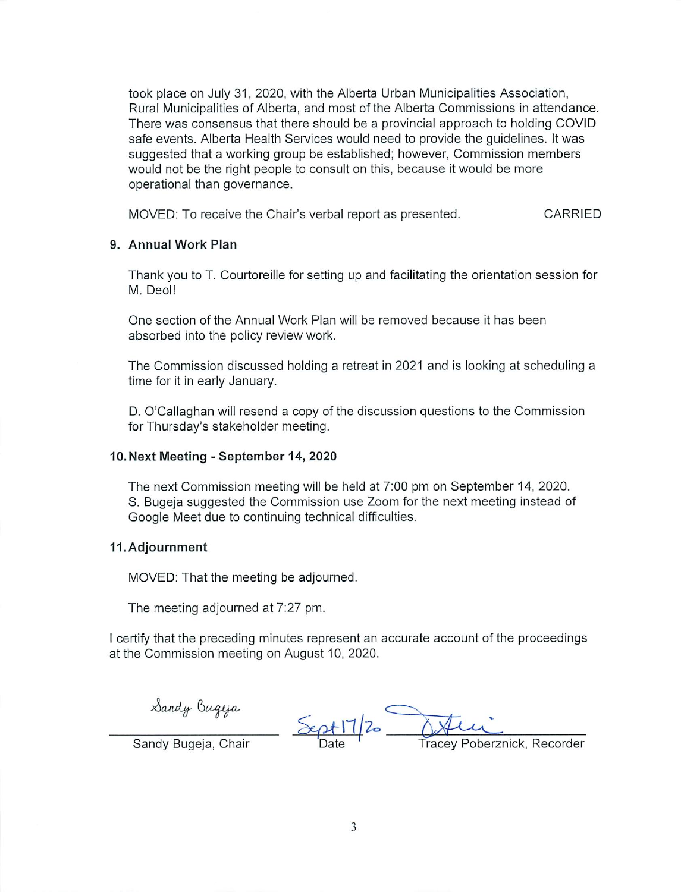took place on July 31, 2020, with the Alberta Urban Municipalities Association, Rural Municipalities of Alberta, and most of the Alberta Commissions in attendance. There was consensus that there should be a provincial approach to holding COVID safe events. Alberta Health Services would need to provide the guidelines. It was suggested that a working group be established; however, Commission members would not be the right people to consult on this, because it would be more operational than governance.

MOVED: To receive the Chair's verbal report as presented. CARRIED

### 9. Annual Work Plan

Thank you to T. Courtoreille for setting up and facilitating the orientation session for M. Deol!

One section of the Annual Work Plan will be removed because it has been absorbed into the policy review work.

The Commission discussed holding a retreat in 2021 and is looking at scheduling a time for it in early January.

D. O'Callaghan will resend a copy of the discussion questions to the Commission for Thursday's stakeholder meeting.

### 10. Next Meeting - September 14, 2020

The next Commission meeting will be held at 7:00 pm on September 14, 2020. S. Bugeja suggested the Commission use Zoom for the next meeting instead of Google Meet due to continuing technical difficulties.

### 11. Adjournment

MOVED: That the meeting be adjourned.

The meeting adjourned at 7:27 pm.

I certify that the preceding minutes represent an accurate account of the proceedings at the Commission meeting on August 10, 2020.

Sandy Bugeja

Sandy Bugeja, Chair

Sept 17/20

Date

Tracey Poberznick, Recorder